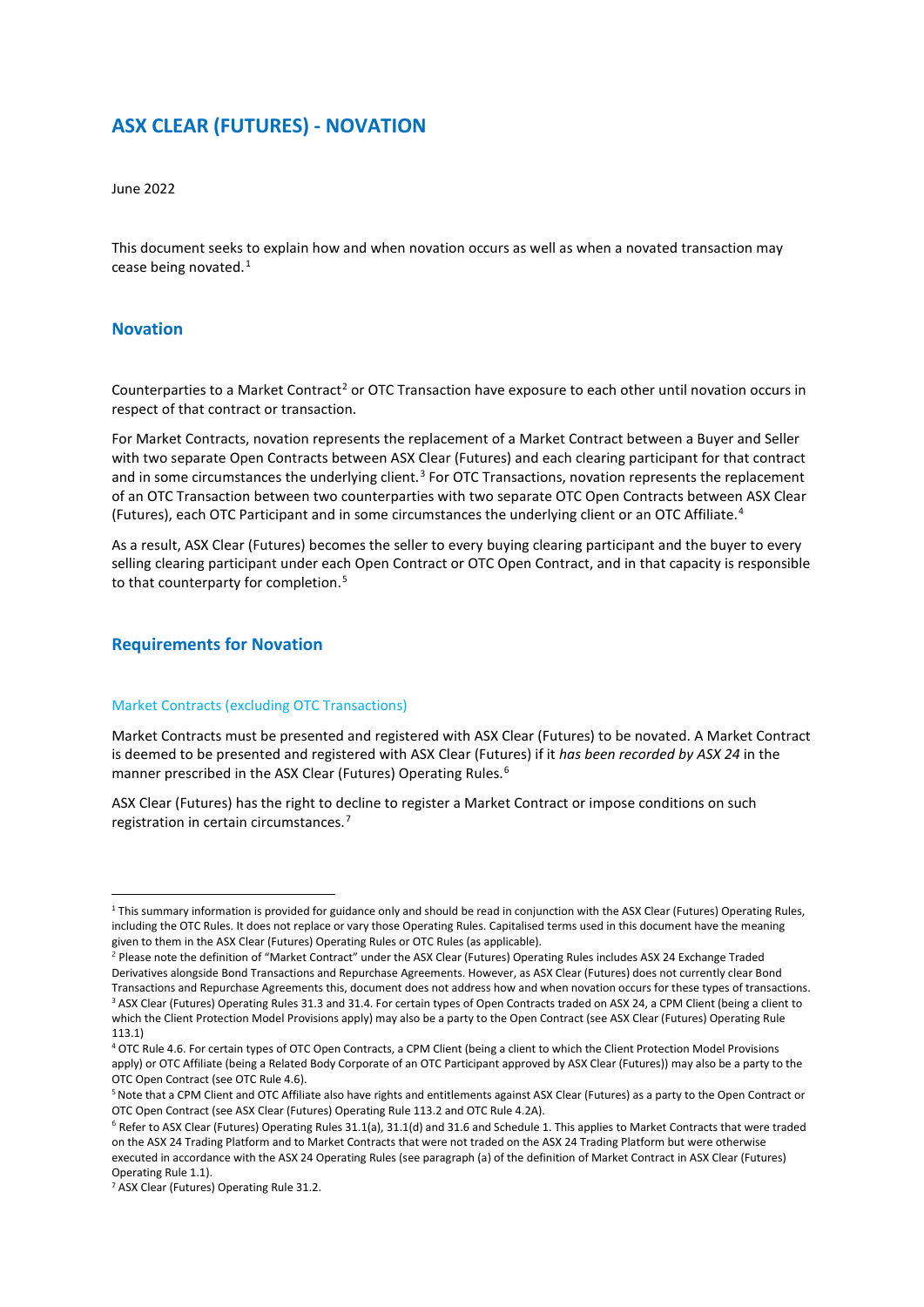# ASX CLEAR (FUTURES) - NOVATION

June 2022

This document seeks to explain how and when novation occurs as well as when a novated transaction may cease being novated.[1]

## Novation

Counterparties to a Market Contract[2] or OTC Transaction have exposure to each other until novation occurs in respect of that contract or transaction.

For Market Contracts, novation represents the replacement of a Market Contract between a Buyer and Seller with two separate Open Contracts between ASX Clear (Futures) and each clearing participant for that contract and in some circumstances the underlying client.[3] For OTC Transactions, novation represents the replacement of an OTC Transaction between two counterparties with two separate OTC Open Contracts between ASX Clear (Futures), each OTC Participant and in some circumstances the underlying client or an OTC Affiliate.[4]

As a result, ASX Clear (Futures) becomes the seller to every buying clearing participant and the buyer to every selling clearing participant under each Open Contract or OTC Open Contract, and in that capacity is responsible to that counterparty for completion.[5]

## Requirements for Novation

### Market Contracts (excluding OTC Transactions)

Market Contracts must be presented and registered with ASX Clear (Futures) to be novated. A Market Contract is deemed to be presented and registered with ASX Clear (Futures) if it *has been recorded by ASX 24* in the manner prescribed in the ASX Clear (Futures) Operating Rules.[6]

ASX Clear (Futures) has the right to decline to register a Market Contract or impose conditions on such registration in certain circumstances.[7]

---

[1] This summary information is provided for guidance only and should be read in conjunction with the ASX Clear (Futures) Operating Rules, including the OTC Rules. It does not replace or vary those Operating Rules. Capitalised terms used in this document have the meaning given to them in the ASX Clear (Futures) Operating Rules or OTC Rules (as applicable).

[2] Please note the definition of "Market Contract" under the ASX Clear (Futures) Operating Rules includes ASX 24 Exchange Traded Derivatives alongside Bond Transactions and Repurchase Agreements. However, as ASX Clear (Futures) does not currently clear Bond Transactions and Repurchase Agreements this, document does not address how and when novation occurs for these types of transactions.

[3] ASX Clear (Futures) Operating Rules 31.3 and 31.4. For certain types of Open Contracts traded on ASX 24, a CPM Client (being a client to which the Client Protection Model Provisions apply) may also be a party to the Open Contract (see ASX Clear (Futures) Operating Rule 113.1)

[4] OTC Rule 4.6. For certain types of OTC Open Contracts, a CPM Client (being a client to which the Client Protection Model Provisions apply) or OTC Affiliate (being a Related Body Corporate of an OTC Participant approved by ASX Clear (Futures)) may also be a party to the OTC Open Contract (see OTC Rule 4.6).

[5] Note that a CPM Client and OTC Affiliate also have rights and entitlements against ASX Clear (Futures) as a party to the Open Contract or OTC Open Contract (see ASX Clear (Futures) Operating Rule 113.2 and OTC Rule 4.2A).

[6] Refer to ASX Clear (Futures) Operating Rules 31.1(a), 31.1(d) and 31.6 and Schedule 1. This applies to Market Contracts that were traded on the ASX 24 Trading Platform and to Market Contracts that were not traded on the ASX 24 Trading Platform but were otherwise executed in accordance with the ASX 24 Operating Rules (see paragraph (a) of the definition of Market Contract in ASX Clear (Futures) Operating Rule 1.1).

[7] ASX Clear (Futures) Operating Rule 31.2.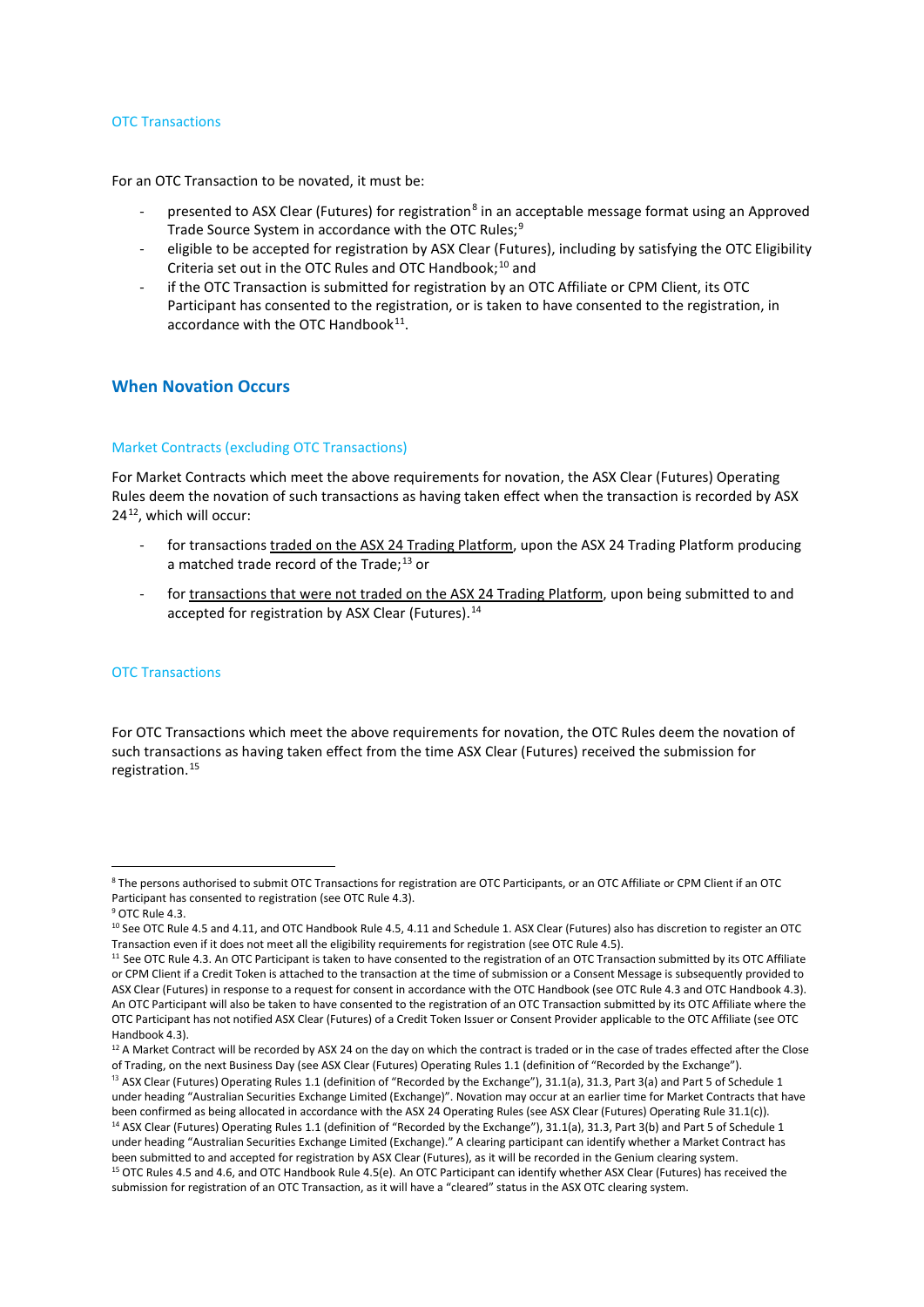### OTC Transactions

For an OTC Transaction to be novated, it must be:

- presented to ASX Clear (Futures) for registration[8] in an acceptable message format using an Approved Trade Source System in accordance with the OTC Rules;[9]
- eligible to be accepted for registration by ASX Clear (Futures), including by satisfying the OTC Eligibility Criteria set out in the OTC Rules and OTC Handbook;[10] and
- if the OTC Transaction is submitted for registration by an OTC Affiliate or CPM Client, its OTC Participant has consented to the registration, or is taken to have consented to the registration, in accordance with the OTC Handbook[11].

## When Novation Occurs

### Market Contracts (excluding OTC Transactions)

For Market Contracts which meet the above requirements for novation, the ASX Clear (Futures) Operating Rules deem the novation of such transactions as having taken effect when the transaction is recorded by ASX 24[12], which will occur:

- for transactions traded on the ASX 24 Trading Platform, upon the ASX 24 Trading Platform producing a matched trade record of the Trade;[13] or
- for transactions that were not traded on the ASX 24 Trading Platform, upon being submitted to and accepted for registration by ASX Clear (Futures).[14]

### OTC Transactions

For OTC Transactions which meet the above requirements for novation, the OTC Rules deem the novation of such transactions as having taken effect from the time ASX Clear (Futures) received the submission for registration.[15]

---

[8] The persons authorised to submit OTC Transactions for registration are OTC Participants, or an OTC Affiliate or CPM Client if an OTC Participant has consented to registration (see OTC Rule 4.3).

[9] OTC Rule 4.3.

[10] See OTC Rule 4.5 and 4.11, and OTC Handbook Rule 4.5, 4.11 and Schedule 1. ASX Clear (Futures) also has discretion to register an OTC Transaction even if it does not meet all the eligibility requirements for registration (see OTC Rule 4.5).

[11] See OTC Rule 4.3. An OTC Participant is taken to have consented to the registration of an OTC Transaction submitted by its OTC Affiliate or CPM Client if a Credit Token is attached to the transaction at the time of submission or a Consent Message is subsequently provided to ASX Clear (Futures) in response to a request for consent in accordance with the OTC Handbook (see OTC Rule 4.3 and OTC Handbook 4.3). An OTC Participant will also be taken to have consented to the registration of an OTC Transaction submitted by its OTC Affiliate where the OTC Participant has not notified ASX Clear (Futures) of a Credit Token Issuer or Consent Provider applicable to the OTC Affiliate (see OTC Handbook 4.3).

[12] A Market Contract will be recorded by ASX 24 on the day on which the contract is traded or in the case of trades effected after the Close of Trading, on the next Business Day (see ASX Clear (Futures) Operating Rules 1.1 (definition of "Recorded by the Exchange").

[13] ASX Clear (Futures) Operating Rules 1.1 (definition of "Recorded by the Exchange"), 31.1(a), 31.3, Part 3(a) and Part 5 of Schedule 1 under heading "Australian Securities Exchange Limited (Exchange)". Novation may occur at an earlier time for Market Contracts that have been confirmed as being allocated in accordance with the ASX 24 Operating Rules (see ASX Clear (Futures) Operating Rule 31.1(c)).

[14] ASX Clear (Futures) Operating Rules 1.1 (definition of "Recorded by the Exchange"), 31.1(a), 31.3, Part 3(b) and Part 5 of Schedule 1 under heading "Australian Securities Exchange Limited (Exchange)." A clearing participant can identify whether a Market Contract has been submitted to and accepted for registration by ASX Clear (Futures), as it will be recorded in the Genium clearing system.

[15] OTC Rules 4.5 and 4.6, and OTC Handbook Rule 4.5(e). An OTC Participant can identify whether ASX Clear (Futures) has received the submission for registration of an OTC Transaction, as it will have a "cleared" status in the ASX OTC clearing system.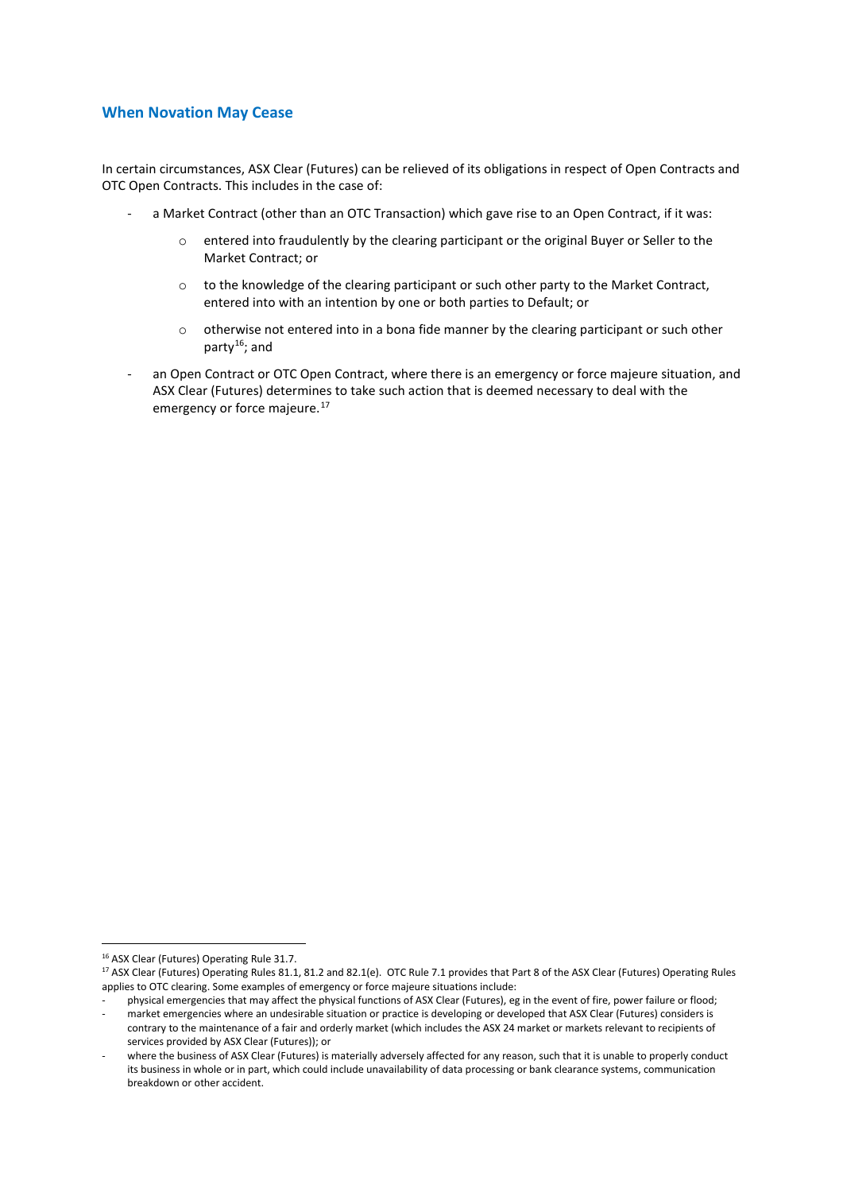## When Novation May Cease

In certain circumstances, ASX Clear (Futures) can be relieved of its obligations in respect of Open Contracts and OTC Open Contracts. This includes in the case of:

- a Market Contract (other than an OTC Transaction) which gave rise to an Open Contract, if it was:
  - entered into fraudulently by the clearing participant or the original Buyer or Seller to the Market Contract; or
  - to the knowledge of the clearing participant or such other party to the Market Contract, entered into with an intention by one or both parties to Default; or
  - otherwise not entered into in a bona fide manner by the clearing participant or such other party[16]; and
- an Open Contract or OTC Open Contract, where there is an emergency or force majeure situation, and ASX Clear (Futures) determines to take such action that is deemed necessary to deal with the emergency or force majeure.[17]

---

[16] ASX Clear (Futures) Operating Rule 31.7.

[17] ASX Clear (Futures) Operating Rules 81.1, 81.2 and 82.1(e). OTC Rule 7.1 provides that Part 8 of the ASX Clear (Futures) Operating Rules applies to OTC clearing. Some examples of emergency or force majeure situations include:

- physical emergencies that may affect the physical functions of ASX Clear (Futures), eg in the event of fire, power failure or flood;
- market emergencies where an undesirable situation or practice is developing or developed that ASX Clear (Futures) considers is contrary to the maintenance of a fair and orderly market (which includes the ASX 24 market or markets relevant to recipients of services provided by ASX Clear (Futures)); or
- where the business of ASX Clear (Futures) is materially adversely affected for any reason, such that it is unable to properly conduct its business in whole or in part, which could include unavailability of data processing or bank clearance systems, communication breakdown or other accident.